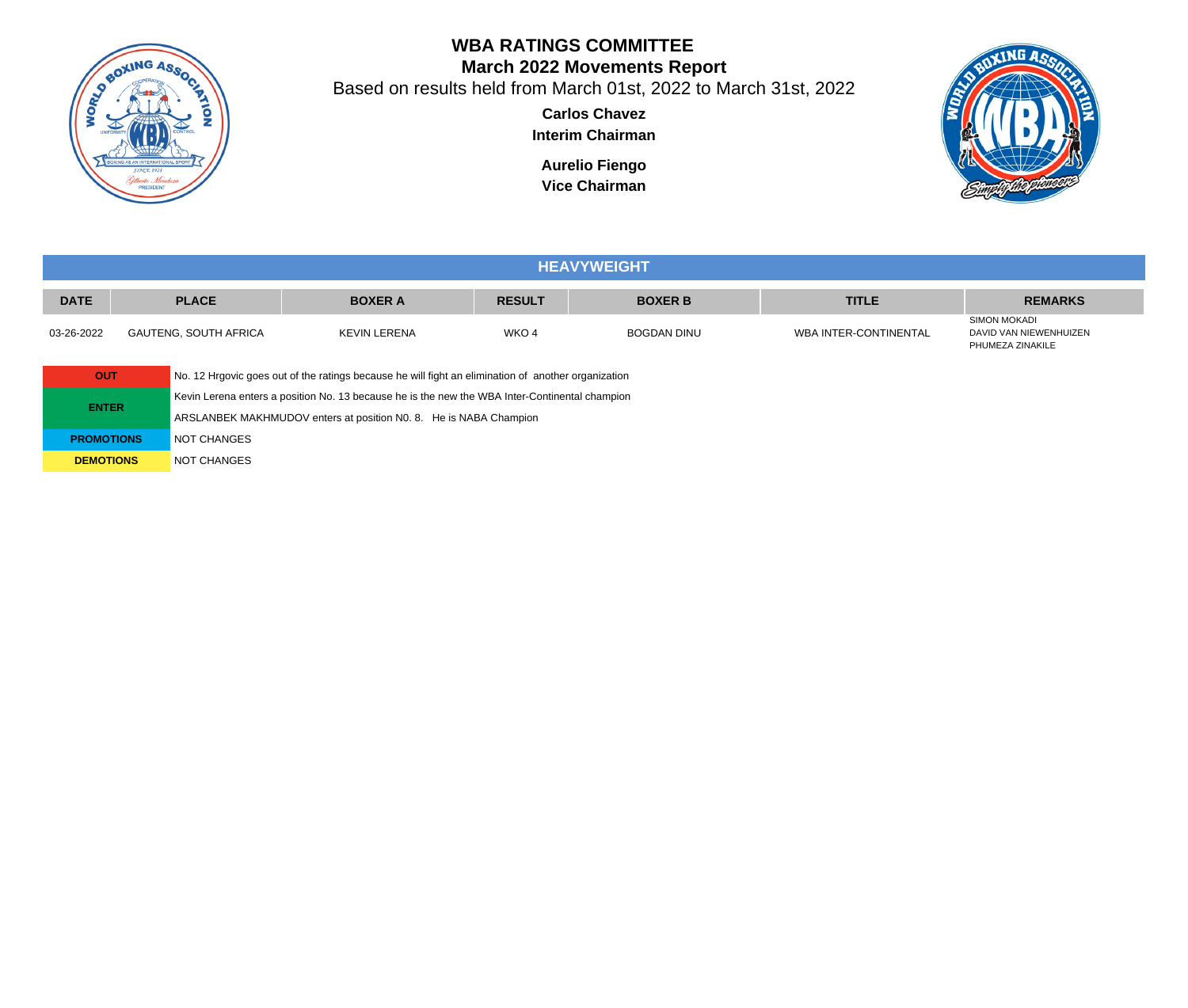# WBA RATINGS COMMITTEE

## March 2022 Movements Report

Based on results held from March 01st, 2022 to March 31st, 2022

**Carlos Chavez**
**Interim Chairman**

**Aurelio Fiengo**
**Vice Chairman**

## HEAVYWEIGHT

| DATE | PLACE | BOXER A | RESULT | BOXER B | TITLE | REMARKS |
|---|---|---|---|---|---|---|
| 03-26-2022 | GAUTENG, SOUTH AFRICA | KEVIN LERENA | WKO 4 | BOGDAN DINU | WBA INTER-CONTINENTAL | SIMON MOKADI<br>DAVID VAN NIEWENHUIZEN<br>PHUMEZA ZINAKILE |

| | |
|---|---|
| **OUT** | No. 12 Hrgovic goes out of the ratings because he will fight an elimination of another organization |
| **ENTER** | Kevin Lerena enters a position No. 13 because he is the new the WBA Inter-Continental champion<br>ARSLANBEK MAKHMUDOV enters at position N0. 8. He is NABA Champion |
| **PROMOTIONS** | NOT CHANGES |
| **DEMOTIONS** | NOT CHANGES |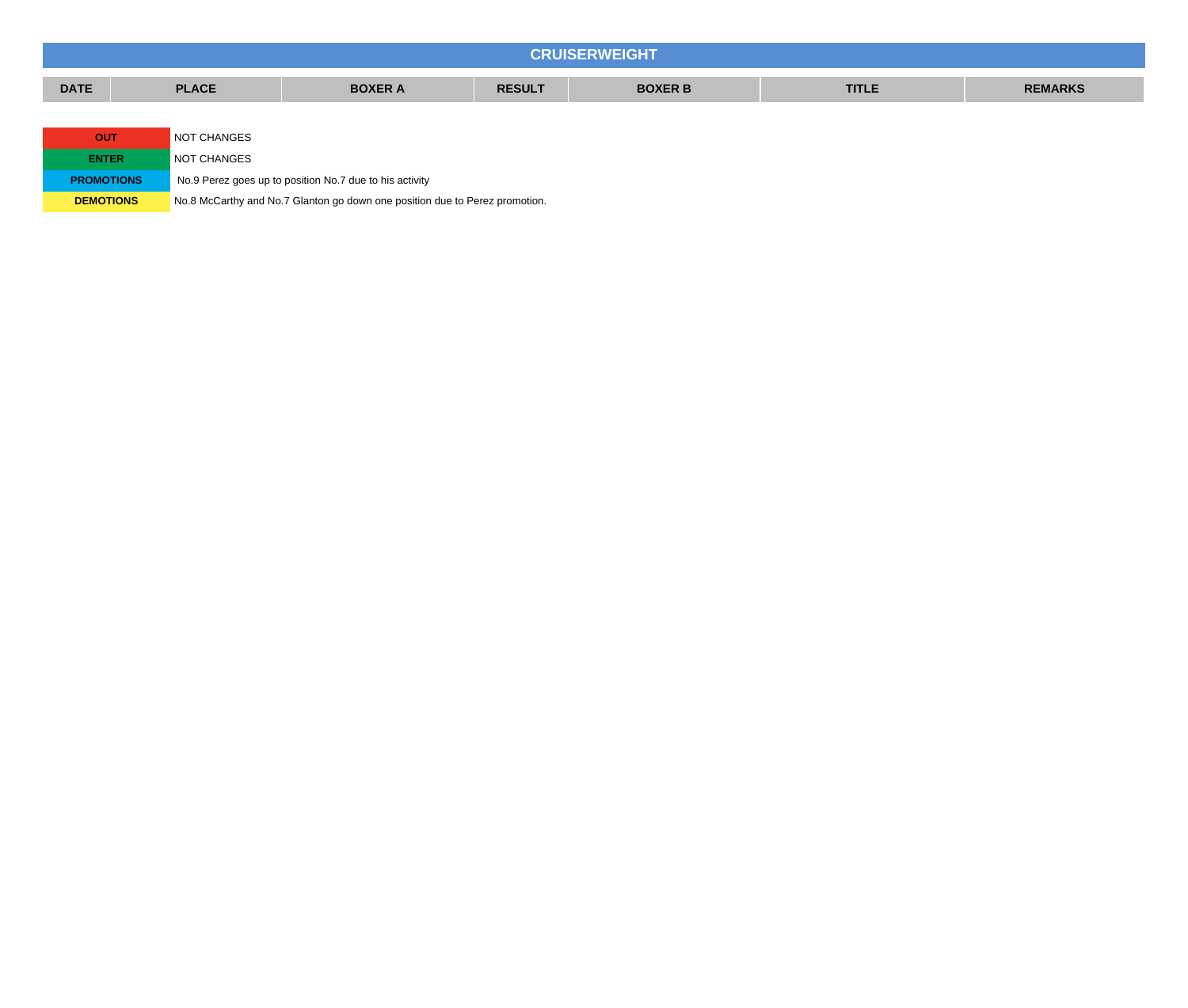## CRUISERWEIGHT

| DATE | PLACE | BOXER A | RESULT | BOXER B | TITLE | REMARKS |
|---|---|---|---|---|---|---|

| | |
|---|---|
| **OUT** | NOT CHANGES |
| **ENTER** | NOT CHANGES |
| **PROMOTIONS** | No.9 Perez goes up to position No.7 due to his activity |
| **DEMOTIONS** | No.8 McCarthy and No.7 Glanton go down one position due to Perez promotion. |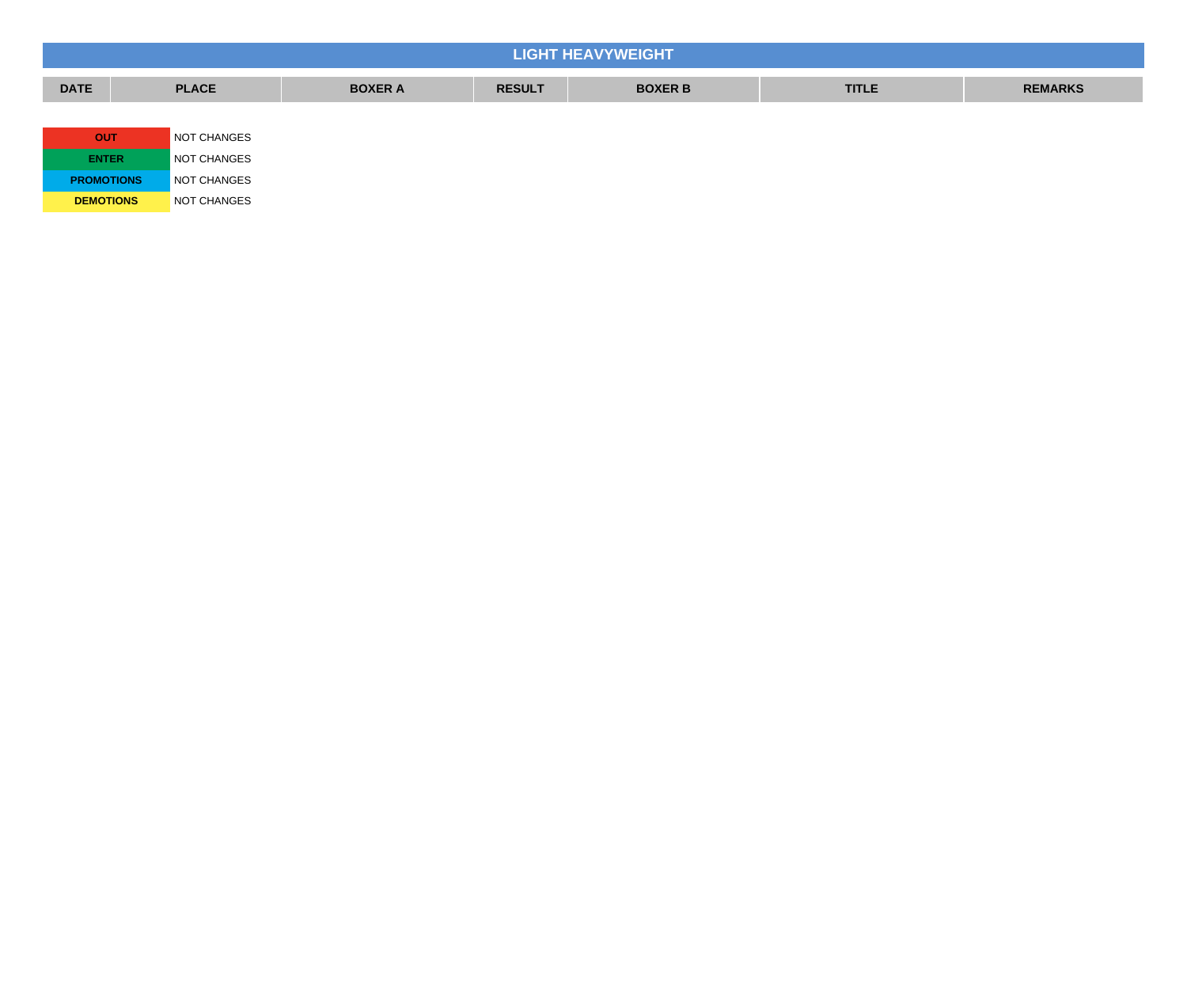## LIGHT HEAVYWEIGHT

| DATE | PLACE | BOXER A | RESULT | BOXER B | TITLE | REMARKS |
|---|---|---|---|---|---|---|

| | |
|---|---|
| **OUT** | NOT CHANGES |
| **ENTER** | NOT CHANGES |
| **PROMOTIONS** | NOT CHANGES |
| **DEMOTIONS** | NOT CHANGES |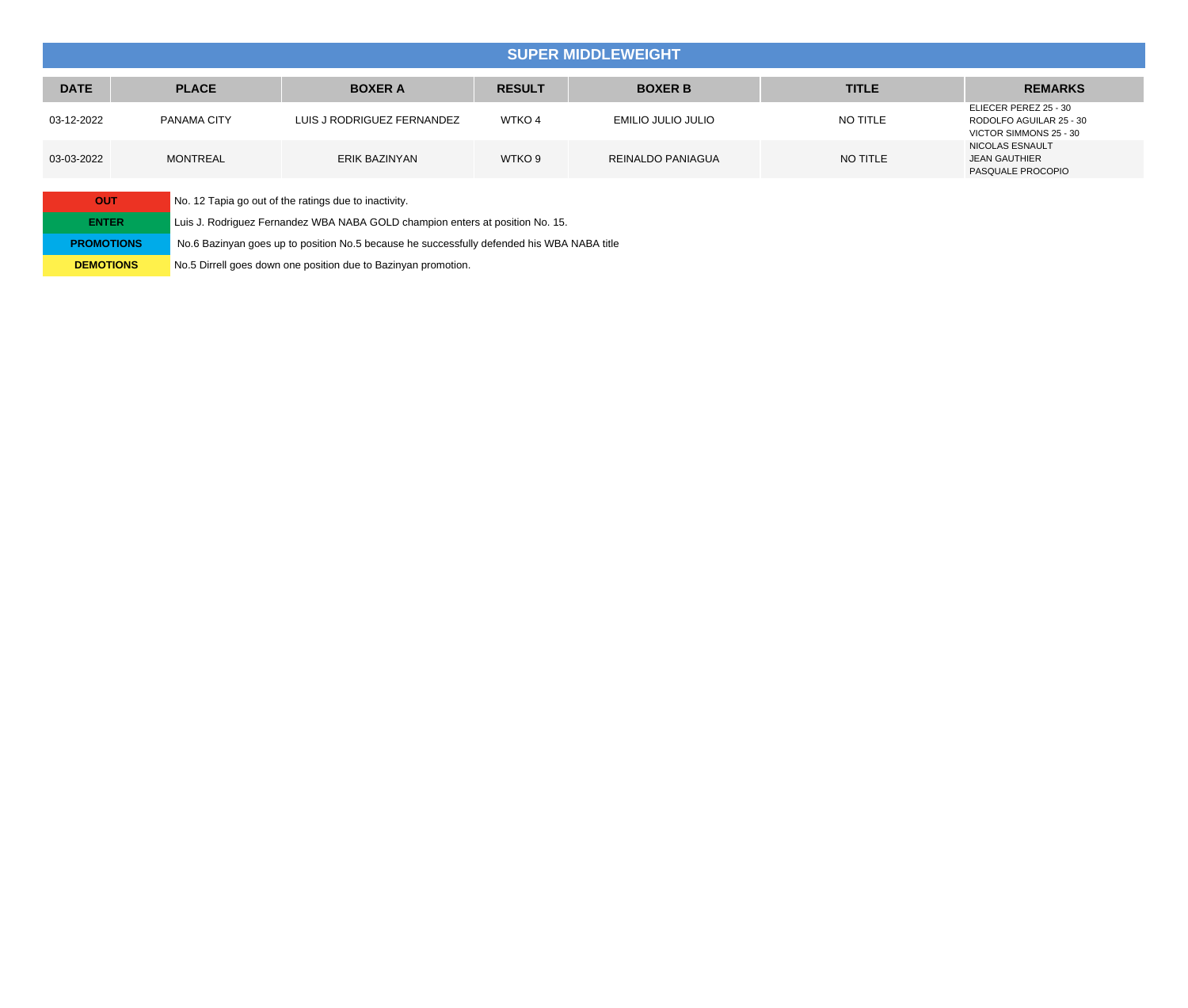## SUPER MIDDLEWEIGHT

| DATE | PLACE | BOXER A | RESULT | BOXER B | TITLE | REMARKS |
|---|---|---|---|---|---|---|
| 03-12-2022 | PANAMA CITY | LUIS J RODRIGUEZ FERNANDEZ | WTKO 4 | EMILIO JULIO JULIO | NO TITLE | ELIECER PEREZ 25 - 30<br>RODOLFO AGUILAR 25 - 30<br>VICTOR SIMMONS 25 - 30 |
| 03-03-2022 | MONTREAL | ERIK BAZINYAN | WTKO 9 | REINALDO PANIAGUA | NO TITLE | NICOLAS ESNAULT<br>JEAN GAUTHIER<br>PASQUALE PROCOPIO |

| | |
|---|---|
| **OUT** | No. 12 Tapia go out of the ratings due to inactivity. |
| **ENTER** | Luis J. Rodriguez Fernandez WBA NABA GOLD champion enters at position No. 15. |
| **PROMOTIONS** | No.6 Bazinyan goes up to position No.5 because he successfully defended his WBA NABA title |
| **DEMOTIONS** | No.5 Dirrell goes down one position due to Bazinyan promotion. |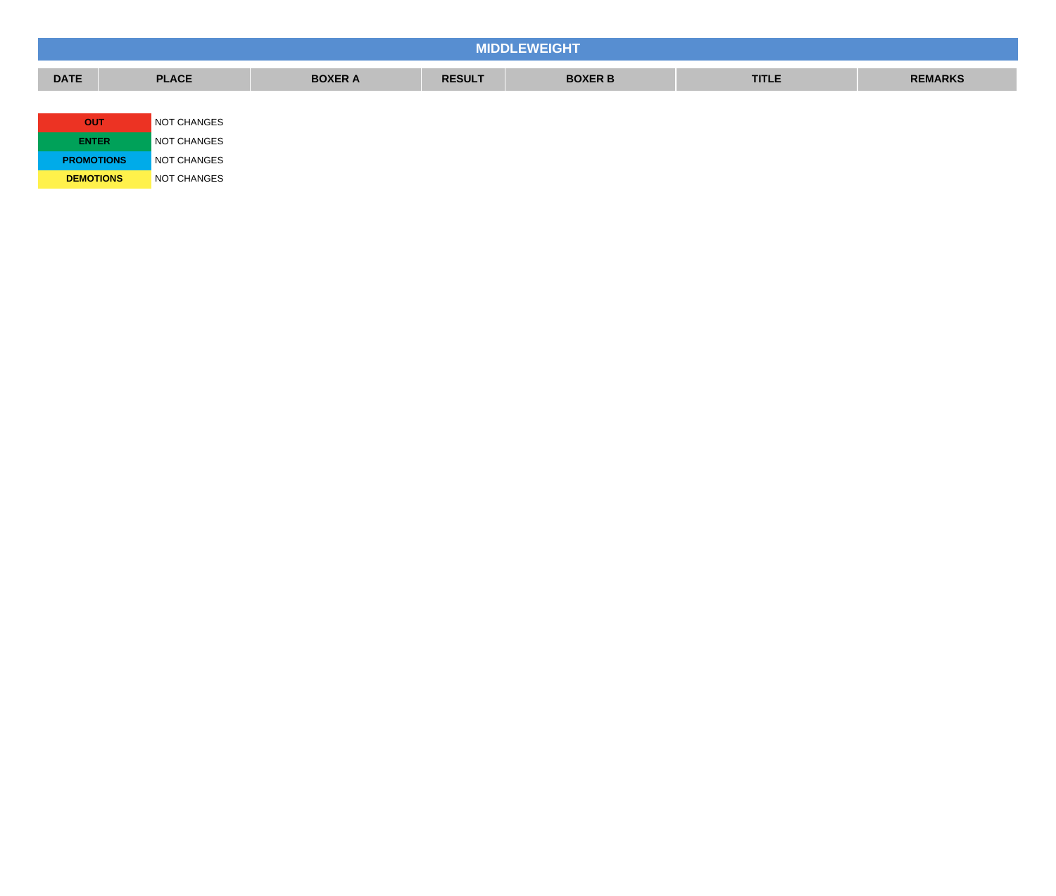# MIDDLEWEIGHT

| DATE | PLACE | BOXER A | RESULT | BOXER B | TITLE | REMARKS |
|---|---|---|---|---|---|---|

| | |
|---|---|
| OUT | NOT CHANGES |
| ENTER | NOT CHANGES |
| PROMOTIONS | NOT CHANGES |
| DEMOTIONS | NOT CHANGES |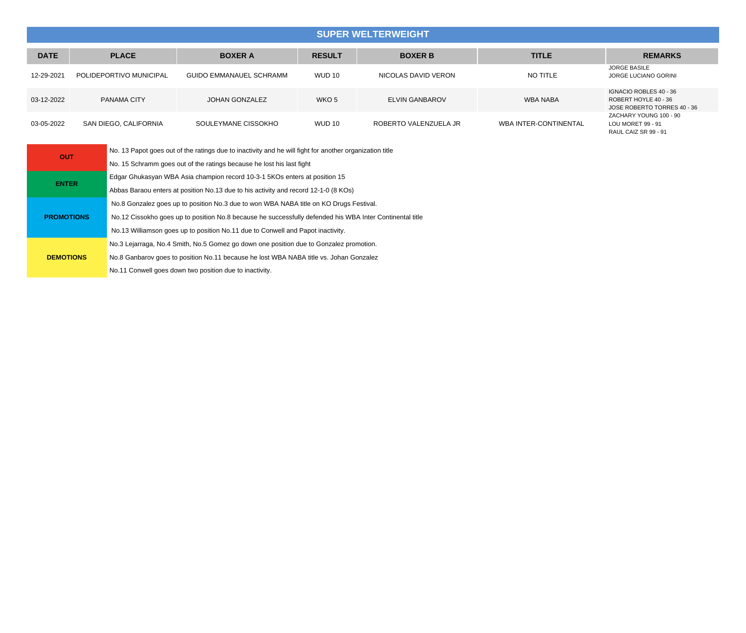## SUPER WELTERWEIGHT

| DATE | PLACE | BOXER A | RESULT | BOXER B | TITLE | REMARKS |
|---|---|---|---|---|---|---|
| 12-29-2021 | POLIDEPORTIVO MUNICIPAL | GUIDO EMMANAUEL SCHRAMM | WUD 10 | NICOLAS DAVID VERON | NO TITLE | JORGE BASILE<br>JORGE LUCIANO GORINI |
| 03-12-2022 | PANAMA CITY | JOHAN GONZALEZ | WKO 5 | ELVIN GANBAROV | WBA NABA | IGNACIO ROBLES 40 - 36<br>ROBERT HOYLE 40 - 36<br>JOSE ROBERTO TORRES 40 - 36 |
| 03-05-2022 | SAN DIEGO, CALIFORNIA | SOULEYMANE CISSOKHO | WUD 10 | ROBERTO VALENZUELA JR | WBA INTER-CONTINENTAL | ZACHARY YOUNG 100 - 90<br>LOU MORET 99 - 91<br>RAUL CAIZ SR 99 - 91 |

| | |
|---|---|
| **OUT** | No. 13 Papot goes out of the ratings due to inactivity and he will fight for another organization title |
| | No. 15 Schramm goes out of the ratings because he lost his last fight |
| **ENTER** | Edgar Ghukasyan WBA Asia champion record 10-3-1 5KOs enters at position 15 |
| | Abbas Baraou enters at position No.13 due to his activity and record 12-1-0 (8 KOs) |
| **PROMOTIONS** | No.8 Gonzalez goes up to position No.3 due to won WBA NABA title on KO Drugs Festival. |
| | No.12 Cissokho goes up to position No.8 because he successfully defended his WBA Inter Continental title |
| | No.13 Williamson goes up to position No.11 due to Conwell and Papot inactivity. |
| **DEMOTIONS** | No.3 Lejarraga, No.4 Smith, No.5 Gomez go down one position due to Gonzalez promotion. |
| | No.8 Ganbarov goes to position No.11 because he lost WBA NABA title vs. Johan Gonzalez |
| | No.11 Conwell goes down two position due to inactivity. |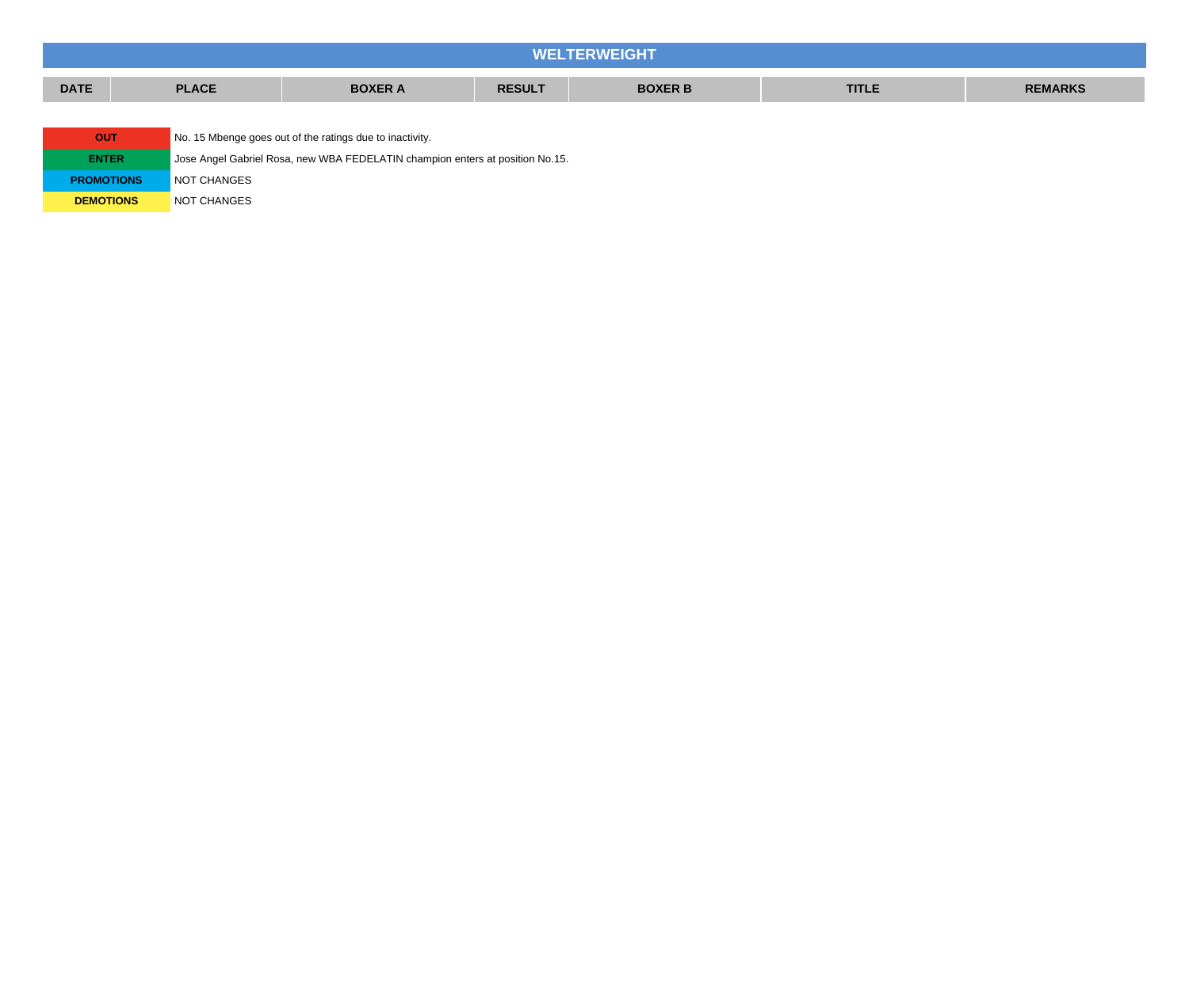## WELTERWEIGHT

| DATE | PLACE | BOXER A | RESULT | BOXER B | TITLE | REMARKS |
|---|---|---|---|---|---|---|

| | |
|---|---|
| **OUT** | No. 15 Mbenge goes out of the ratings due to inactivity. |
| **ENTER** | Jose Angel Gabriel Rosa, new WBA FEDELATIN champion enters at position No.15. |
| **PROMOTIONS** | NOT CHANGES |
| **DEMOTIONS** | NOT CHANGES |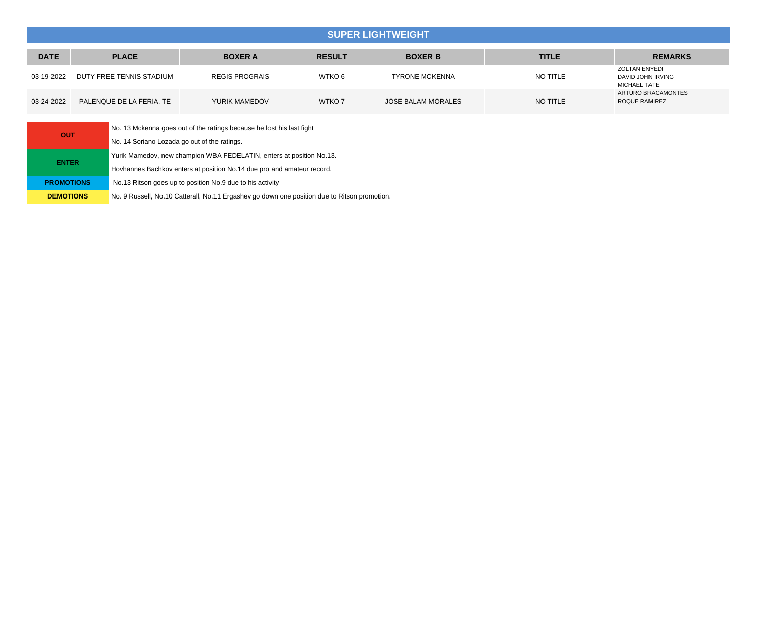## SUPER LIGHTWEIGHT

| DATE | PLACE | BOXER A | RESULT | BOXER B | TITLE | REMARKS |
| --- | --- | --- | --- | --- | --- | --- |
| 03-19-2022 | DUTY FREE TENNIS STADIUM | REGIS PROGRAIS | WTKO 6 | TYRONE MCKENNA | NO TITLE | ZOLTAN ENYEDI<br>DAVID JOHN IRVING<br>MICHAEL TATE |
| 03-24-2022 | PALENQUE DE LA FERIA, TE | YURIK MAMEDOV | WTKO 7 | JOSE BALAM MORALES | NO TITLE | ARTURO BRACAMONTES<br>ROQUE RAMIREZ |

| | |
| --- | --- |
| **OUT** | No. 13 Mckenna goes out of the ratings because he lost his last fight |
| | No. 14 Soriano Lozada go out of the ratings. |
| **ENTER** | Yurik Mamedov, new champion WBA FEDELATIN, enters at position No.13. |
| | Hovhannes Bachkov enters at position No.14 due pro and amateur record. |
| **PROMOTIONS** | No.13 Ritson goes up to position No.9 due to his activity |
| **DEMOTIONS** | No. 9 Russell, No.10 Catterall, No.11 Ergashev go down one position due to Ritson promotion. |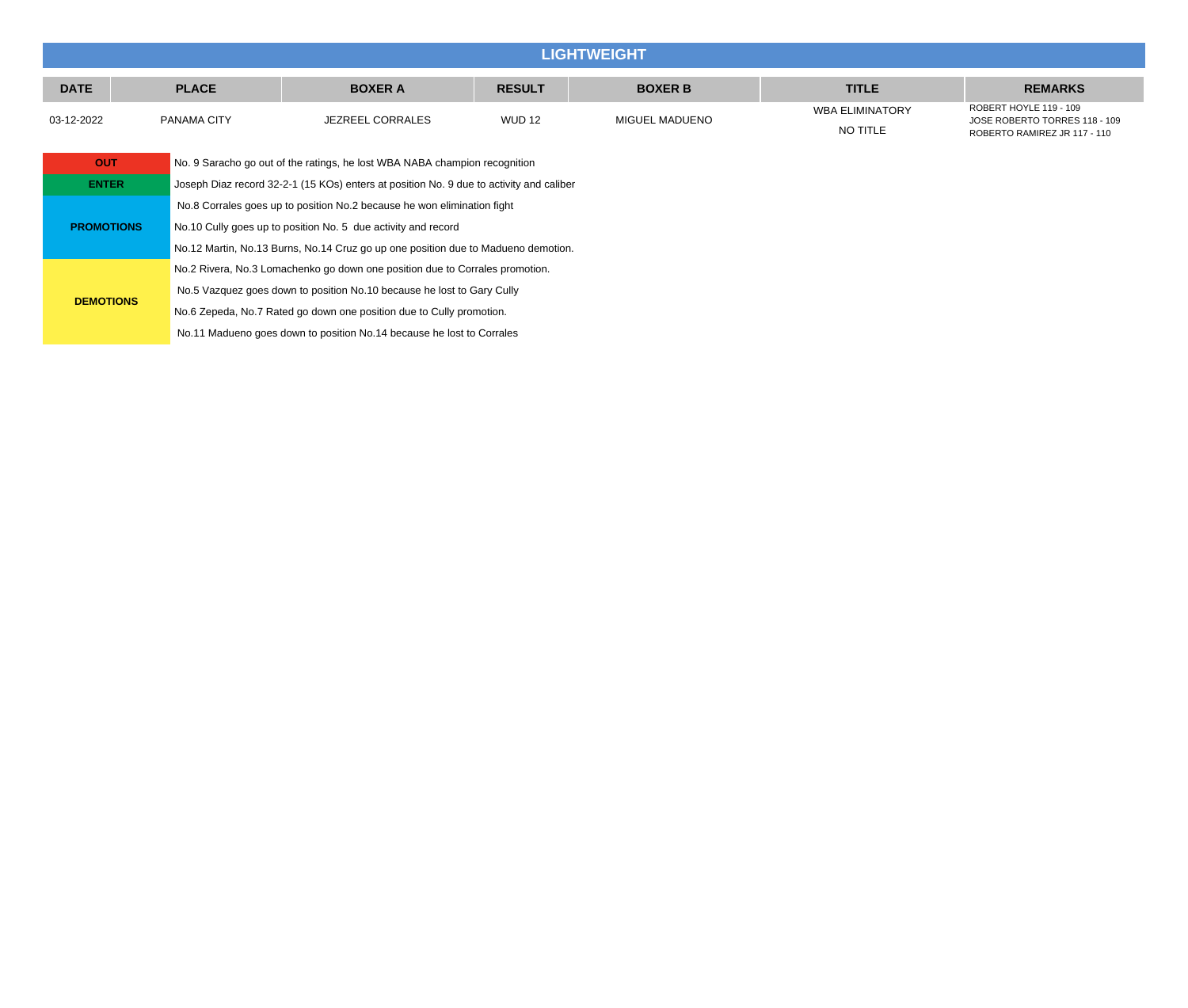## LIGHTWEIGHT

| DATE | PLACE | BOXER A | RESULT | BOXER B | TITLE | REMARKS |
|---|---|---|---|---|---|---|
| 03-12-2022 | PANAMA CITY | JEZREEL CORRALES | WUD 12 | MIGUEL MADUENO | WBA ELIMINATORY<br>NO TITLE | ROBERT HOYLE 119 - 109<br>JOSE ROBERTO TORRES 118 - 109<br>ROBERTO RAMIREZ JR 117 - 110 |

| | |
|---|---|
| **OUT** | No. 9 Saracho go out of the ratings, he lost WBA NABA champion recognition |
| **ENTER** | Joseph Diaz record 32-2-1 (15 KOs) enters at position No. 9 due to activity and caliber |
| **PROMOTIONS** | No.8 Corrales goes up to position No.2 because he won elimination fight |
| | No.10 Cully goes up to position No. 5 due activity and record |
| | No.12 Martin, No.13 Burns, No.14 Cruz go up one position due to Madueno demotion. |
| **DEMOTIONS** | No.2 Rivera, No.3 Lomachenko go down one position due to Corrales promotion. |
| | No.5 Vazquez goes down to position No.10 because he lost to Gary Cully |
| | No.6 Zepeda, No.7 Rated go down one position due to Cully promotion. |
| | No.11 Madueno goes down to position No.14 because he lost to Corrales |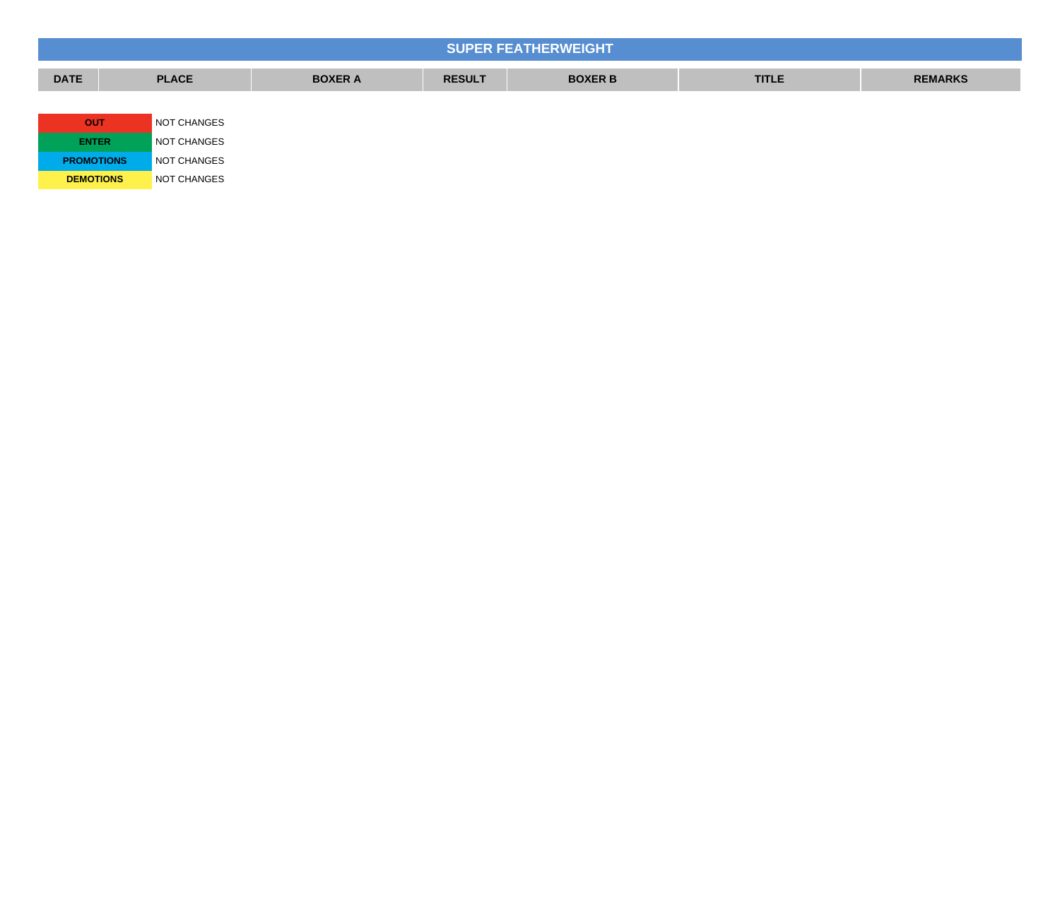## SUPER FEATHERWEIGHT

| DATE | PLACE | BOXER A | RESULT | BOXER B | TITLE | REMARKS |
|---|---|---|---|---|---|---|

| | |
|---|---|
| **OUT** | NOT CHANGES |
| **ENTER** | NOT CHANGES |
| **PROMOTIONS** | NOT CHANGES |
| **DEMOTIONS** | NOT CHANGES |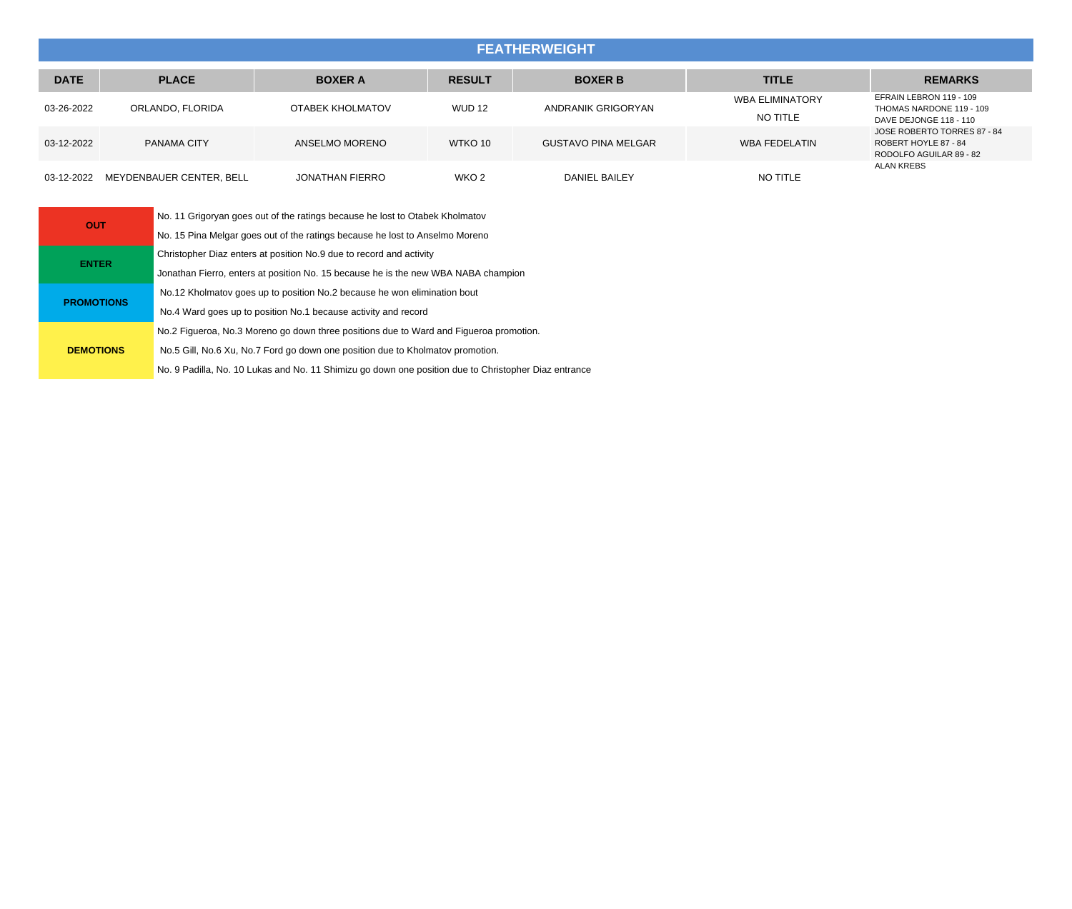## FEATHERWEIGHT

| DATE | PLACE | BOXER A | RESULT | BOXER B | TITLE | REMARKS |
|---|---|---|---|---|---|---|
| 03-26-2022 | ORLANDO, FLORIDA | OTABEK KHOLMATOV | WUD 12 | ANDRANIK GRIGORYAN | WBA ELIMINATORY NO TITLE | EFRAIN LEBRON 119 - 109 THOMAS NARDONE 119 - 109 DAVE DEJONGE 118 - 110 |
| 03-12-2022 | PANAMA CITY | ANSELMO MORENO | WTKO 10 | GUSTAVO PINA MELGAR | WBA FEDELATIN | JOSE ROBERTO TORRES 87 - 84 ROBERT HOYLE 87 - 84 RODOLFO AGUILAR 89 - 82 |
| 03-12-2022 | MEYDENBAUER CENTER, BELL | JONATHAN FIERRO | WKO 2 | DANIEL BAILEY | NO TITLE | ALAN KREBS |

| | |
|---|---|
| **OUT** | No. 11 Grigoryan goes out of the ratings because he lost to Otabek Kholmatov |
| | No. 15 Pina Melgar goes out of the ratings because he lost to Anselmo Moreno |
| **ENTER** | Christopher Diaz enters at position No.9 due to record and activity |
| | Jonathan Fierro, enters at position No. 15 because he is the new WBA NABA champion |
| **PROMOTIONS** | No.12 Kholmatov goes up to position No.2 because he won elimination bout |
| | No.4 Ward goes up to position No.1 because activity and record |
| **DEMOTIONS** | No.2 Figueroa, No.3 Moreno go down three positions due to Ward and Figueroa promotion. |
| | No.5 Gill, No.6 Xu, No.7 Ford go down one position due to Kholmatov promotion. |
| | No. 9 Padilla, No. 10 Lukas and No. 11 Shimizu go down one position due to Christopher Diaz entrance |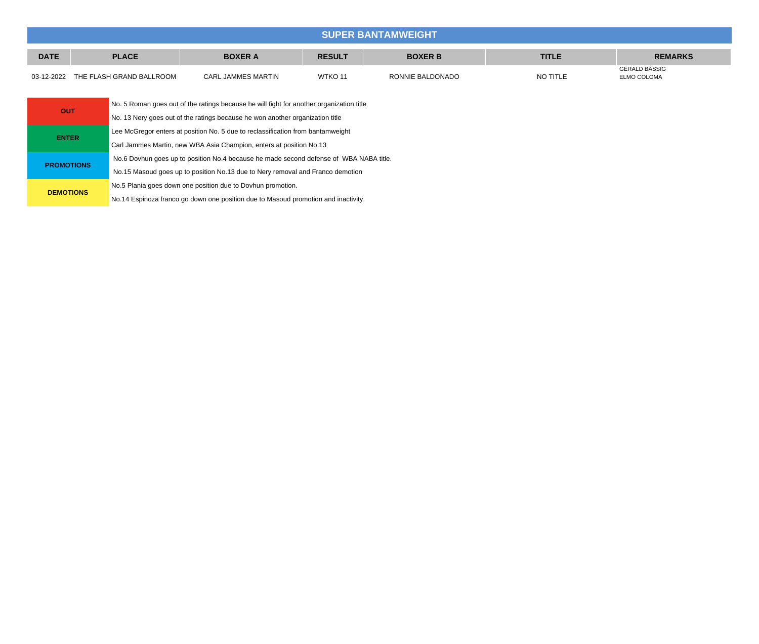## SUPER BANTAMWEIGHT

| DATE | PLACE | BOXER A | RESULT | BOXER B | TITLE | REMARKS |
|---|---|---|---|---|---|---|
| 03-12-2022 | THE FLASH GRAND BALLROOM | CARL JAMMES MARTIN | WTKO 11 | RONNIE BALDONADO | NO TITLE | GERALD BASSIG ELMO COLOMA |

| | |
|---|---|
| **OUT** | No. 5 Roman goes out of the ratings because he will fight for another organization title |
| | No. 13 Nery goes out of the ratings because he won another organization title |
| **ENTER** | Lee McGregor enters at position No. 5 due to reclassification from bantamweight |
| | Carl Jammes Martin, new WBA Asia Champion, enters at position No.13 |
| **PROMOTIONS** | No.6 Dovhun goes up to position No.4 because he made second defense of WBA NABA title. |
| | No.15 Masoud goes up to position No.13 due to Nery removal and Franco demotion |
| **DEMOTIONS** | No.5 Plania goes down one position due to Dovhun promotion. |
| | No.14 Espinoza franco go down one position due to Masoud promotion and inactivity. |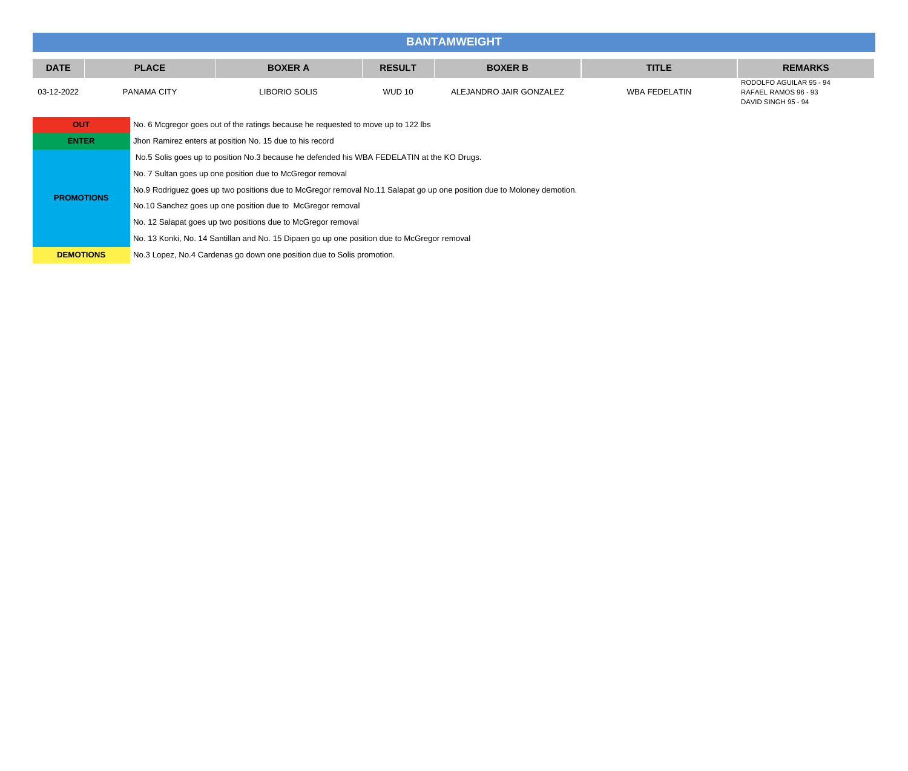## BANTAMWEIGHT

| DATE | PLACE | BOXER A | RESULT | BOXER B | TITLE | REMARKS |
|---|---|---|---|---|---|---|
| 03-12-2022 | PANAMA CITY | LIBORIO SOLIS | WUD 10 | ALEJANDRO JAIR GONZALEZ | WBA FEDELATIN | RODOLFO AGUILAR 95 - 94<br>RAFAEL RAMOS 96 - 93<br>DAVID SINGH 95 - 94 |

| | |
|---|---|
| **OUT** | No. 6 Mcgregor goes out of the ratings because he requested to move up to 122 lbs |
| **ENTER** | Jhon Ramirez enters at position No. 15 due to his record |
| **PROMOTIONS** | No.5 Solis goes up to position No.3 because he defended his WBA FEDELATIN at the KO Drugs. |
| | No. 7 Sultan goes up one position due to McGregor removal |
| | No.9 Rodriguez goes up two positions due to McGregor removal No.11 Salapat go up one position due to Moloney demotion. |
| | No.10 Sanchez goes up one position due to McGregor removal |
| | No. 12 Salapat goes up two positions due to McGregor removal |
| | No. 13 Konki, No. 14 Santillan and No. 15 Dipaen go up one position due to McGregor removal |
| **DEMOTIONS** | No.3 Lopez, No.4 Cardenas go down one position due to Solis promotion. |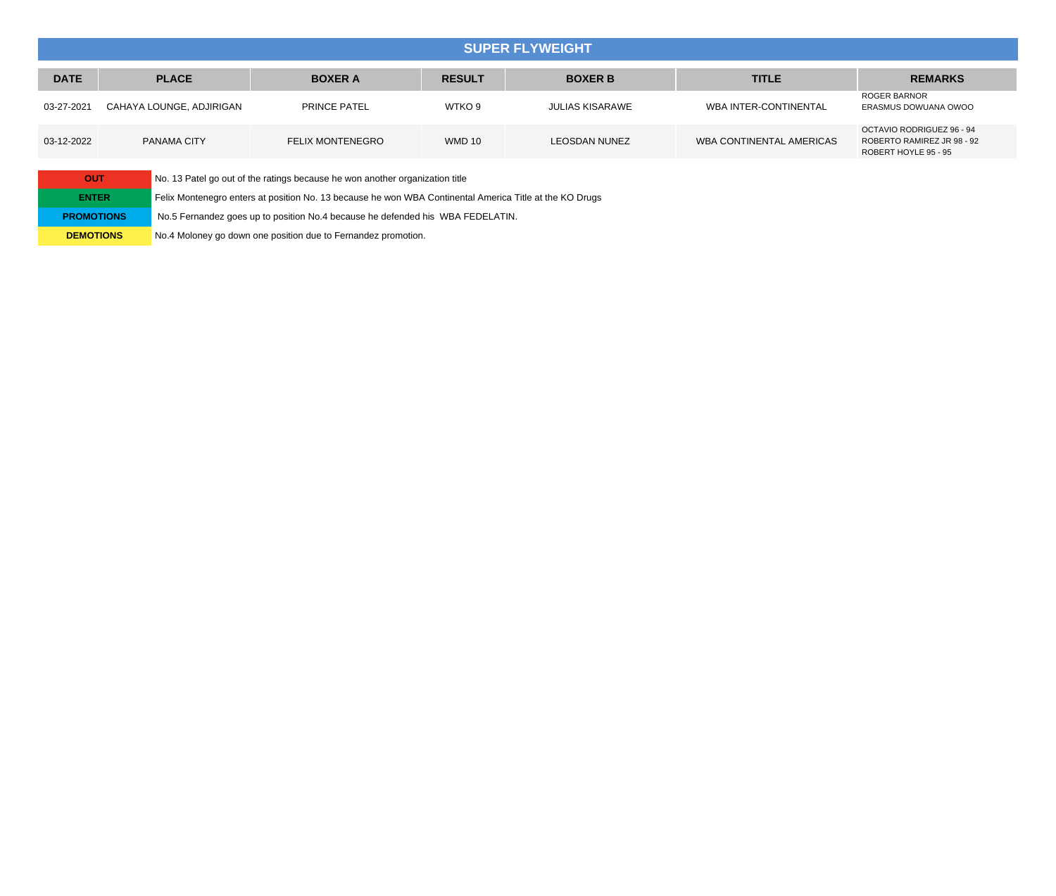## SUPER FLYWEIGHT

| DATE | PLACE | BOXER A | RESULT | BOXER B | TITLE | REMARKS |
|---|---|---|---|---|---|---|
| 03-27-2021 | CAHAYA LOUNGE, ADJIRIGAN | PRINCE PATEL | WTKO 9 | JULIAS KISARAWE | WBA INTER-CONTINENTAL | ROGER BARNOR<br>ERASMUS DOWUANA OWOO |
| 03-12-2022 | PANAMA CITY | FELIX MONTENEGRO | WMD 10 | LEOSDAN NUNEZ | WBA CONTINENTAL AMERICAS | OCTAVIO RODRIGUEZ 96 - 94<br>ROBERTO RAMIREZ JR 98 - 92<br>ROBERT HOYLE 95 - 95 |

| | |
|---|---|
| **OUT** | No. 13 Patel go out of the ratings because he won another organization title |
| **ENTER** | Felix Montenegro enters at position No. 13 because he won WBA Continental America Title at the KO Drugs |
| **PROMOTIONS** | No.5 Fernandez goes up to position No.4 because he defended his WBA FEDELATIN. |
| **DEMOTIONS** | No.4 Moloney go down one position due to Fernandez promotion. |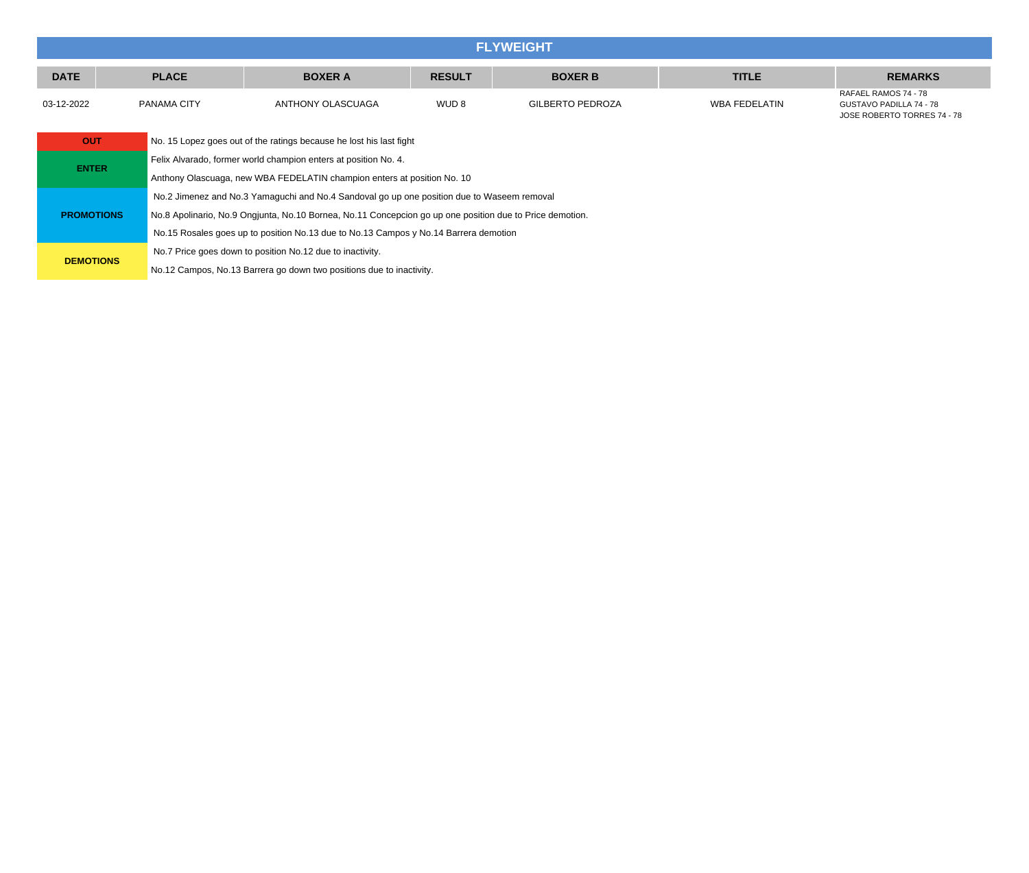# FLYWEIGHT

| DATE | PLACE | BOXER A | RESULT | BOXER B | TITLE | REMARKS |
|---|---|---|---|---|---|---|
| 03-12-2022 | PANAMA CITY | ANTHONY OLASCUAGA | WUD 8 | GILBERTO PEDROZA | WBA FEDELATIN | RAFAEL RAMOS 74 - 78<br>GUSTAVO PADILLA 74 - 78<br>JOSE ROBERTO TORRES 74 - 78 |

| | |
|---|---|
| **OUT** | No. 15 Lopez goes out of the ratings because he lost his last fight |
| **ENTER** | Felix Alvarado, former world champion enters at position No. 4. |
| | Anthony Olascuaga, new WBA FEDELATIN champion enters at position No. 10 |
| **PROMOTIONS** | No.2 Jimenez and No.3 Yamaguchi and No.4 Sandoval go up one position due to Waseem removal |
| | No.8 Apolinario, No.9 Ongjunta, No.10 Bornea, No.11 Concepcion go up one position due to Price demotion. |
| | No.15 Rosales goes up to position No.13 due to No.13 Campos y No.14 Barrera demotion |
| **DEMOTIONS** | No.7 Price goes down to position No.12 due to inactivity. |
| | No.12 Campos, No.13 Barrera go down two positions due to inactivity. |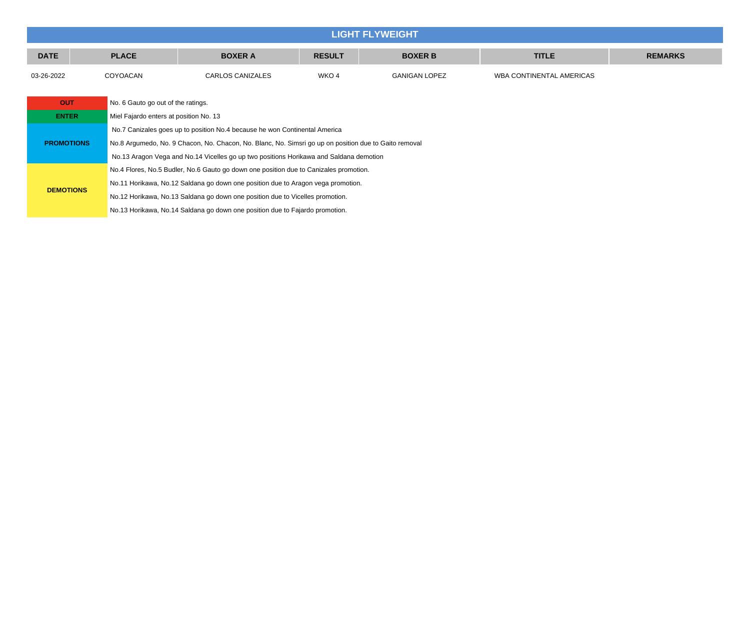## LIGHT FLYWEIGHT

| DATE | PLACE | BOXER A | RESULT | BOXER B | TITLE | REMARKS |
|---|---|---|---|---|---|---|
| 03-26-2022 | COYOACAN | CARLOS CANIZALES | WKO 4 | GANIGAN LOPEZ | WBA CONTINENTAL AMERICAS | |

| | |
|---|---|
| **OUT** | No. 6 Gauto go out of the ratings. |
| **ENTER** | Miel Fajardo enters at position No. 13 |
| **PROMOTIONS** | No.7 Canizales goes up to position No.4 because he won Continental America |
| | No.8 Argumedo, No. 9 Chacon, No. Chacon, No. Blanc, No. Simsri go up on position due to Gaito removal |
| | No.13 Aragon Vega and No.14 Vicelles go up two positions Horikawa and Saldana demotion |
| **DEMOTIONS** | No.4 Flores, No.5 Budler, No.6 Gauto go down one position due to Canizales promotion. |
| | No.11 Horikawa, No.12 Saldana go down one position due to Aragon vega promotion. |
| | No.12 Horikawa, No.13 Saldana go down one position due to Vicelles promotion. |
| | No.13 Horikawa, No.14 Saldana go down one position due to Fajardo promotion. |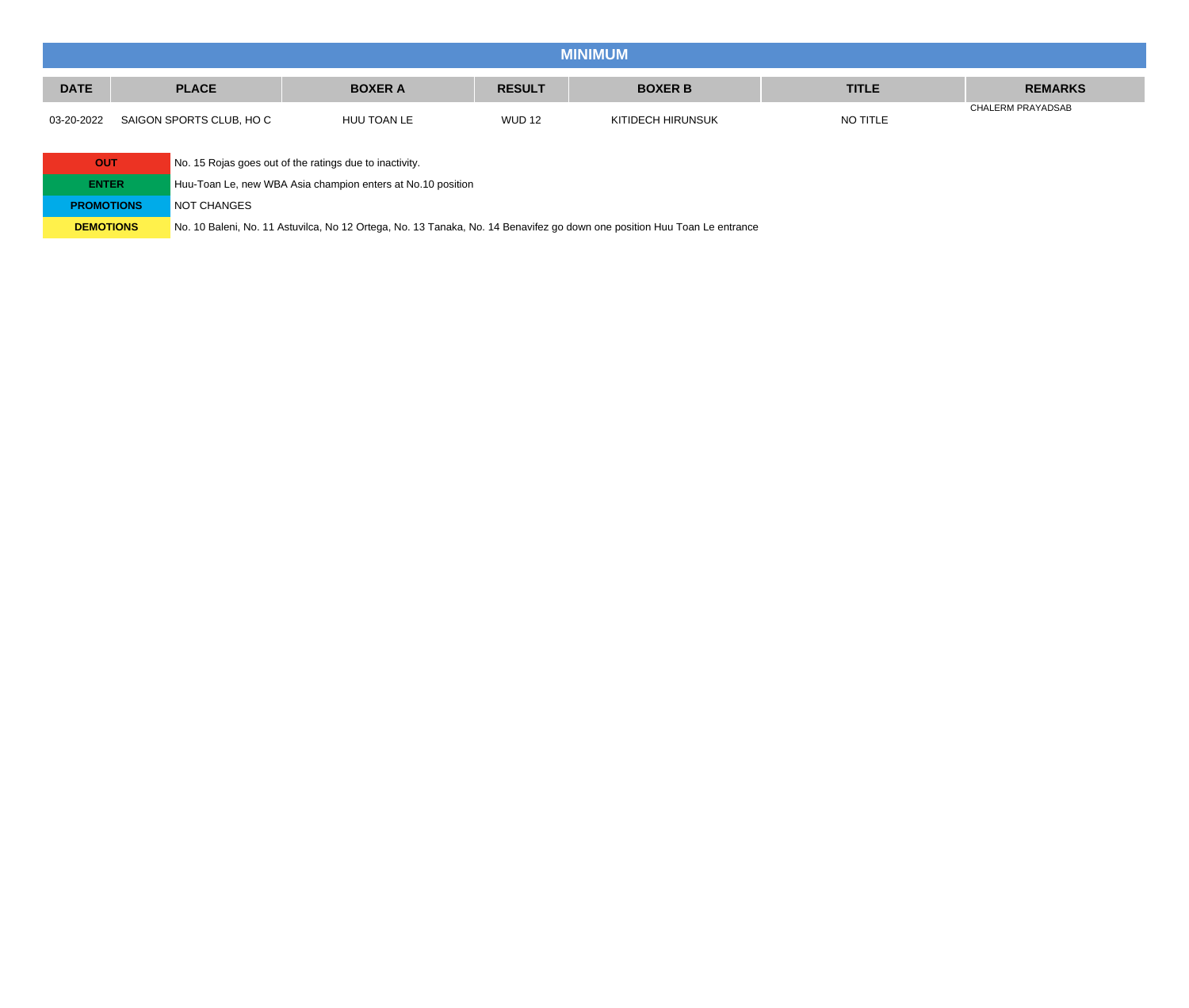## MINIMUM

| DATE | PLACE | BOXER A | RESULT | BOXER B | TITLE | REMARKS |
|---|---|---|---|---|---|---|
| 03-20-2022 | SAIGON SPORTS CLUB, HO C | HUU TOAN LE | WUD 12 | KITIDECH HIRUNSUK | NO TITLE | CHALERM PRAYADSAB |

| | |
|---|---|
| **OUT** | No. 15 Rojas goes out of the ratings due to inactivity. |
| **ENTER** | Huu-Toan Le, new WBA Asia champion enters at No.10 position |
| **PROMOTIONS** | NOT CHANGES |
| **DEMOTIONS** | No. 10 Baleni, No. 11 Astuvilca, No 12 Ortega, No. 13 Tanaka, No. 14 Benavifez go down one position Huu Toan Le entrance |